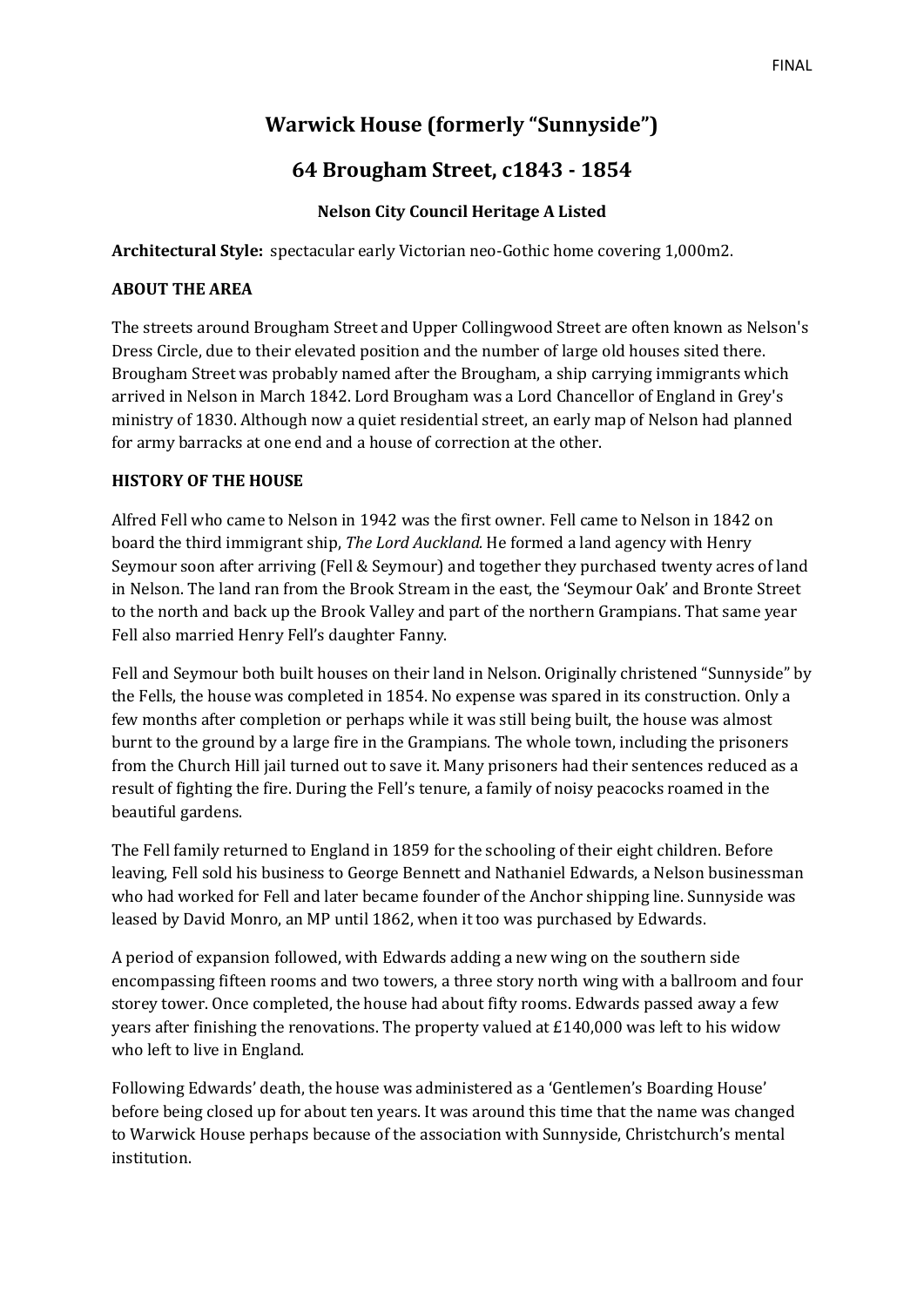# Warwick House (formerly "Sunnyside")

## 64 Brougham Street, c1843 - 1854

### Nelson City Council Heritage A Listed

**Architectural Style:** spectacular early Victorian neo-Gothic home covering 1,000m2.

**ABOUT THE AREA**

The streets around Brougham Street and Upper Collingwood Street are often known as Nelson's Dress Circle, due to their elevated position and the number of large old houses sited there. Brougham Street was probably named after the Brougham, a ship carrying immigrants which arrived in Nelson in March 1842. Lord Brougham was a Lord Chancellor of England in Grey's ministry of 1830. Although now a quiet residential street, an early map of Nelson had planned for army barracks at one end and a house of correction at the other.

**HISTORY OF THE HOUSE**

Alfred Fell who came to Nelson in 1942 was the first owner. Fell came to Nelson in 1842 on board the third immigrant ship, *The Lord Auckland.* He formed a land agency with Henry Seymour soon after arriving (Fell & Seymour) and together they purchased twenty acres of land in Nelson. The land ran from the Brook Stream in the east, the 'Seymour Oak' and Bronte Street to the north and back up the Brook Valley and part of the northern Grampians. That same year Fell also married Henry Fell's daughter Fanny.

Fell and Seymour both built houses on their land in Nelson. Originally christened "Sunnyside" by the Fells, the house was completed in 1854. No expense was spared in its construction. Only a few months after completion or perhaps while it was still being built, the house was almost burnt to the ground by a large fire in the Grampians. The whole town, including the prisoners from the Church Hill jail turned out to save it. Many prisoners had their sentences reduced as a result of fighting the fire. During the Fell's tenure, a family of noisy peacocks roamed in the beautiful gardens.

The Fell family returned to England in 1859 for the schooling of their eight children. Before leaving, Fell sold his business to George Bennett and Nathaniel Edwards, a Nelson businessman who had worked for Fell and later became founder of the Anchor shipping line. Sunnyside was leased by David Monro, an MP until 1862, when it too was purchased by Edwards.

A period of expansion followed, with Edwards adding a new wing on the southern side encompassing fifteen rooms and two towers, a three story north wing with a ballroom and four storey tower. Once completed, the house had about fifty rooms. Edwards passed away a few years after finishing the renovations. The property valued at £140,000 was left to his widow who left to live in England.

Following Edwards' death, the house was administered as a 'Gentlemen's Boarding House' before being closed up for about ten years. It was around this time that the name was changed to Warwick House perhaps because of the association with Sunnyside, Christchurch's mental institution.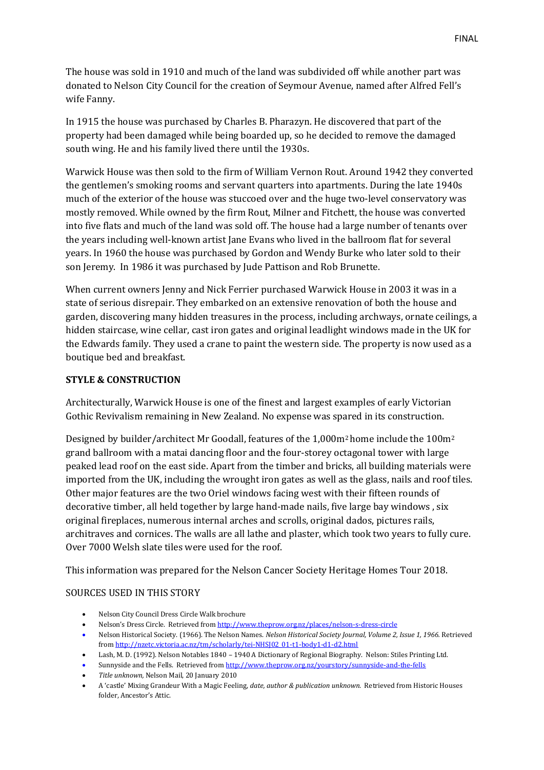The house was sold in 1910 and much of the land was subdivided off while another part was donated to Nelson City Council for the creation of Seymour Avenue, named after Alfred Fell's wife Fanny.

In 1915 the house was purchased by Charles B. Pharazyn. He discovered that part of the property had been damaged while being boarded up, so he decided to remove the damaged south wing. He and his family lived there until the 1930s.

Warwick House was then sold to the firm of William Vernon Rout. Around 1942 they converted the gentlemen's smoking rooms and servant quarters into apartments. During the late 1940s much of the exterior of the house was stuccoed over and the huge two-level conservatory was mostly removed. While owned by the firm Rout, Milner and Fitchett, the house was converted into five flats and much of the land was sold off. The house had a large number of tenants over the years including well-known artist Jane Evans who lived in the ballroom flat for several years. In 1960 the house was purchased by Gordon and Wendy Burke who later sold to their son Jeremy. In 1986 it was purchased by Jude Pattison and Rob Brunette.

When current owners Jenny and Nick Ferrier purchased Warwick House in 2003 it was in a state of serious disrepair. They embarked on an extensive renovation of both the house and garden, discovering many hidden treasures in the process, including archways, ornate ceilings, a hidden staircase, wine cellar, cast iron gates and original leadlight windows made in the UK for the Edwards family. They used a crane to paint the western side. The property is now used as a boutique bed and breakfast.

**STYLE & CONSTRUCTION**

Architecturally, Warwick House is one of the finest and largest examples of early Victorian Gothic Revivalism remaining in New Zealand. No expense was spared in its construction.

Designed by builder/architect Mr Goodall, features of the 1,000m$^2$ home include the 100m$^2$ grand ballroom with a matai dancing floor and the four-storey octagonal tower with large peaked lead roof on the east side. Apart from the timber and bricks, all building materials were imported from the UK, including the wrought iron gates as well as the glass, nails and roof tiles. Other major features are the two Oriel windows facing west with their fifteen rounds of decorative timber, all held together by large hand-made nails, five large bay windows , six original fireplaces, numerous internal arches and scrolls, original dados, pictures rails, architraves and cornices. The walls are all lathe and plaster, which took two years to fully cure. Over 7000 Welsh slate tiles were used for the roof.

This information was prepared for the Nelson Cancer Society Heritage Homes Tour 2018.

SOURCES USED IN THIS STORY

- Nelson City Council Dress Circle Walk brochure
- Nelson's Dress Circle. Retrieved from http://www.theprow.org.nz/places/nelson-s-dress-circle
- Nelson Historical Society. (1966). The Nelson Names. *Nelson Historical Society Journal, Volume 2, Issue 1, 1966.* Retrieved from http://nzetc.victoria.ac.nz/tm/scholarly/tei-NHSJ02_01-t1-body1-d1-d2.html
- Lash, M. D. (1992). Nelson Notables 1840 – 1940 A Dictionary of Regional Biography. Nelson: Stiles Printing Ltd.
- Sunnyside and the Fells. Retrieved from http://www.theprow.org.nz/yourstory/sunnyside-and-the-fells
- *Title unknown,* Nelson Mail, 20 January 2010
- A 'castle' Mixing Grandeur With a Magic Feeling, *date, author & publication unknown.* Retrieved from Historic Houses folder, Ancestor's Attic.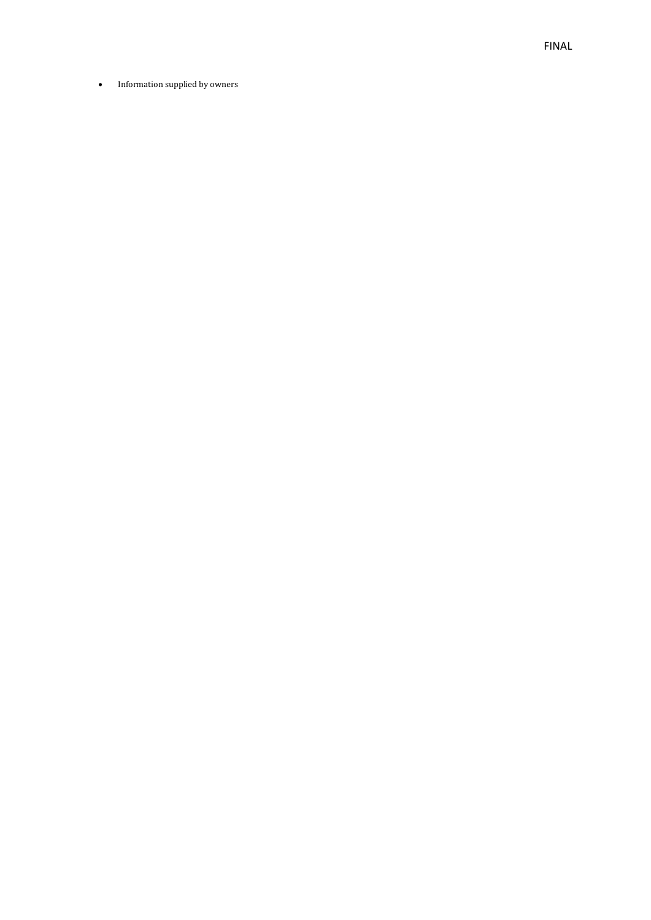- Information supplied by owners